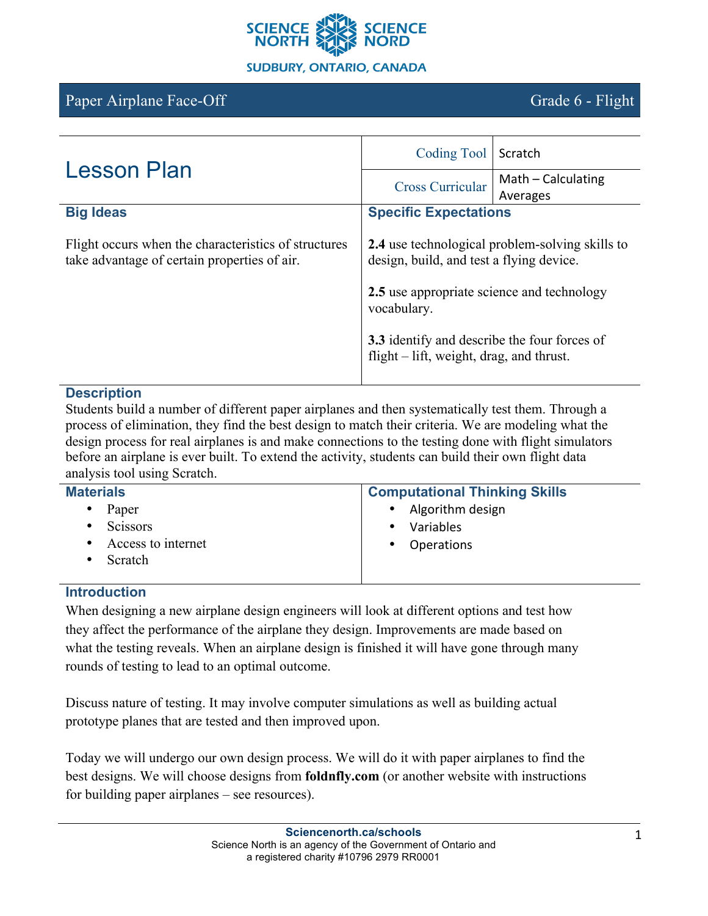SCIENCE NORTH SCIENCE NORD

SUDBURY, ONTARIO, CANADA

# Paper Airplane Face-Off — Grade 6 - Flight

## Lesson Plan

| | |
|---|---|
| Coding Tool | Scratch |
| Cross Curricular | Math – Calculating Averages |

### Big Ideas

Flight occurs when the characteristics of structures take advantage of certain properties of air.

### Specific Expectations

**2.4** use technological problem-solving skills to design, build, and test a flying device.

**2.5** use appropriate science and technology vocabulary.

**3.3** identify and describe the four forces of flight – lift, weight, drag, and thrust.

### Description

Students build a number of different paper airplanes and then systematically test them. Through a process of elimination, they find the best design to match their criteria. We are modeling what the design process for real airplanes is and make connections to the testing done with flight simulators before an airplane is ever built. To extend the activity, students can build their own flight data analysis tool using Scratch.

### Materials

- Paper
- Scissors
- Access to internet
- Scratch

### Computational Thinking Skills

- Algorithm design
- Variables
- Operations

### Introduction

When designing a new airplane design engineers will look at different options and test how they affect the performance of the airplane they design. Improvements are made based on what the testing reveals. When an airplane design is finished it will have gone through many rounds of testing to lead to an optimal outcome.

Discuss nature of testing. It may involve computer simulations as well as building actual prototype planes that are tested and then improved upon.

Today we will undergo our own design process. We will do it with paper airplanes to find the best designs. We will choose designs from **foldnfly.com** (or another website with instructions for building paper airplanes – see resources).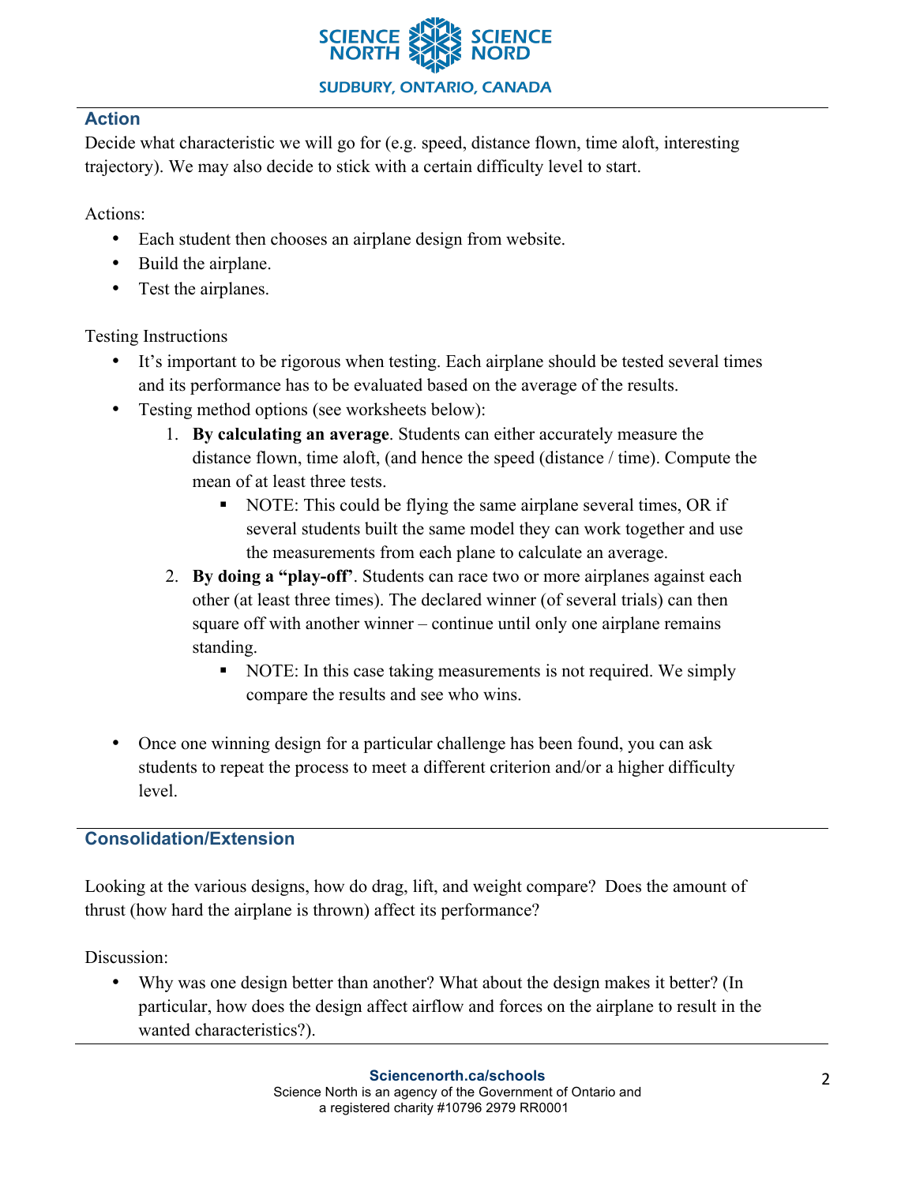## Action

Decide what characteristic we will go for (e.g. speed, distance flown, time aloft, interesting trajectory). We may also decide to stick with a certain difficulty level to start.

Actions:

- Each student then chooses an airplane design from website.
- Build the airplane.
- Test the airplanes.

Testing Instructions

- It's important to be rigorous when testing. Each airplane should be tested several times and its performance has to be evaluated based on the average of the results.
- Testing method options (see worksheets below):
    1. **By calculating an average**. Students can either accurately measure the distance flown, time aloft, (and hence the speed (distance / time). Compute the mean of at least three tests.
        - NOTE: This could be flying the same airplane several times, OR if several students built the same model they can work together and use the measurements from each plane to calculate an average.
    2. **By doing a "play-off'**. Students can race two or more airplanes against each other (at least three times). The declared winner (of several trials) can then square off with another winner – continue until only one airplane remains standing.
        - NOTE: In this case taking measurements is not required. We simply compare the results and see who wins.

- Once one winning design for a particular challenge has been found, you can ask students to repeat the process to meet a different criterion and/or a higher difficulty level.

## Consolidation/Extension

Looking at the various designs, how do drag, lift, and weight compare? Does the amount of thrust (how hard the airplane is thrown) affect its performance?

Discussion:

- Why was one design better than another? What about the design makes it better? (In particular, how does the design affect airflow and forces on the airplane to result in the wanted characteristics?).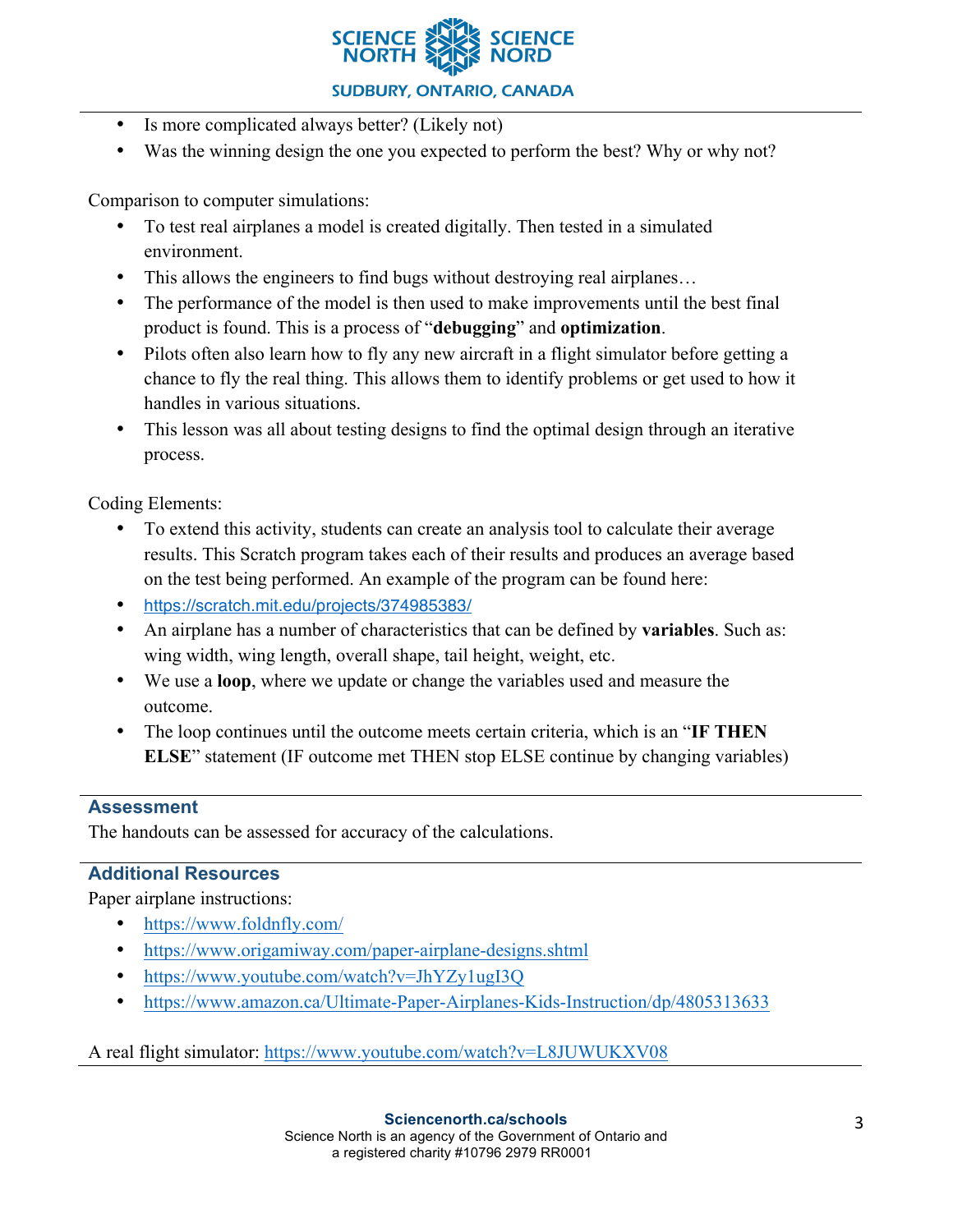- Is more complicated always better? (Likely not)
- Was the winning design the one you expected to perform the best? Why or why not?

Comparison to computer simulations:

- To test real airplanes a model is created digitally. Then tested in a simulated environment.
- This allows the engineers to find bugs without destroying real airplanes…
- The performance of the model is then used to make improvements until the best final product is found. This is a process of "**debugging**" and **optimization**.
- Pilots often also learn how to fly any new aircraft in a flight simulator before getting a chance to fly the real thing. This allows them to identify problems or get used to how it handles in various situations.
- This lesson was all about testing designs to find the optimal design through an iterative process.

Coding Elements:

- To extend this activity, students can create an analysis tool to calculate their average results. This Scratch program takes each of their results and produces an average based on the test being performed. An example of the program can be found here:
- https://scratch.mit.edu/projects/374985383/
- An airplane has a number of characteristics that can be defined by **variables**. Such as: wing width, wing length, overall shape, tail height, weight, etc.
- We use a **loop**, where we update or change the variables used and measure the outcome.
- The loop continues until the outcome meets certain criteria, which is an "**IF THEN ELSE**" statement (IF outcome met THEN stop ELSE continue by changing variables)

## Assessment

The handouts can be assessed for accuracy of the calculations.

## Additional Resources

Paper airplane instructions:

- https://www.foldnfly.com/
- https://www.origamiway.com/paper-airplane-designs.shtml
- https://www.youtube.com/watch?v=JhYZy1ugI3Q
- https://www.amazon.ca/Ultimate-Paper-Airplanes-Kids-Instruction/dp/4805313633

A real flight simulator: https://www.youtube.com/watch?v=L8JUWUKXV08